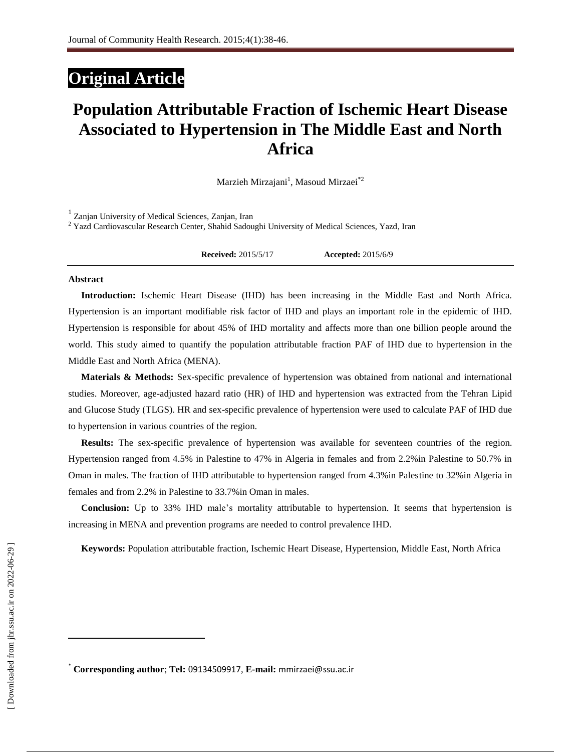# Original Article

# Population Attributable Fraction of Ischemic Heart Disease Associated to Hypertension in The Middle East and North Africa

Marzieh Mirzajani[1], Masoud Mirzaei[*2]

[1] Zanjan University of Medical Sciences, Zanjan, Iran
[2] Yazd Cardiovascular Research Center, Shahid Sadoughi University of Medical Sciences, Yazd, Iran

**Received:** 2015/5/17 **Accepted:** 2015/6/9

**Abstract**

**Introduction:** Ischemic Heart Disease (IHD) has been increasing in the Middle East and North Africa. Hypertension is an important modifiable risk factor of IHD and plays an important role in the epidemic of IHD. Hypertension is responsible for about 45% of IHD mortality and affects more than one billion people around the world. This study aimed to quantify the population attributable fraction PAF of IHD due to hypertension in the Middle East and North Africa (MENA).

**Materials & Methods:** Sex-specific prevalence of hypertension was obtained from national and international studies. Moreover, age-adjusted hazard ratio (HR) of IHD and hypertension was extracted from the Tehran Lipid and Glucose Study (TLGS). HR and sex-specific prevalence of hypertension were used to calculate PAF of IHD due to hypertension in various countries of the region.

**Results:** The sex-specific prevalence of hypertension was available for seventeen countries of the region. Hypertension ranged from 4.5% in Palestine to 47% in Algeria in females and from 2.2%in Palestine to 50.7% in Oman in males. The fraction of IHD attributable to hypertension ranged from 4.3%in Palestine to 32%in Algeria in females and from 2.2% in Palestine to 33.7%in Oman in males.

**Conclusion:** Up to 33% IHD male's mortality attributable to hypertension. It seems that hypertension is increasing in MENA and prevention programs are needed to control prevalence IHD.

**Keywords:** Population attributable fraction, Ischemic Heart Disease, Hypertension, Middle East, North Africa

[*] **Corresponding author**; **Tel:** 09134509917, **E-mail:** mmirzaei@ssu.ac.ir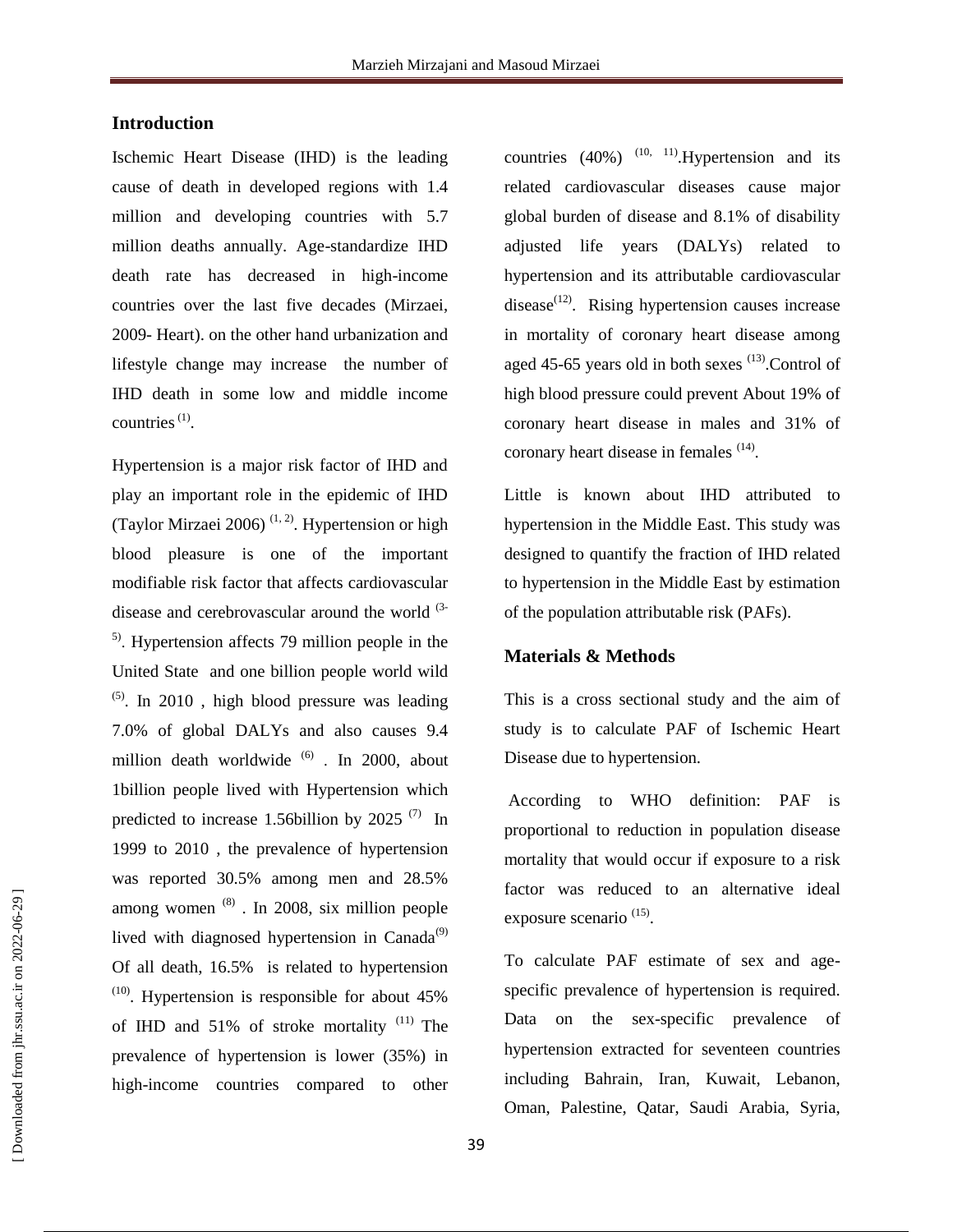## Introduction

Ischemic Heart Disease (IHD) is the leading cause of death in developed regions with 1.4 million and developing countries with 5.7 million deaths annually. Age-standardize IHD death rate has decreased in high-income countries over the last five decades (Mirzaei, 2009- Heart). on the other hand urbanization and lifestyle change may increase the number of IHD death in some low and middle income countries [(1)].

Hypertension is a major risk factor of IHD and play an important role in the epidemic of IHD (Taylor Mirzaei 2006) [(1, 2)]. Hypertension or high blood pleasure is one of the important modifiable risk factor that affects cardiovascular disease and cerebrovascular around the world [(3-5)]. Hypertension affects 79 million people in the United State and one billion people world wild [(5)]. In 2010 , high blood pressure was leading 7.0% of global DALYs and also causes 9.4 million death worldwide [(6)] . In 2000, about 1billion people lived with Hypertension which predicted to increase 1.56billion by 2025 [(7)] In 1999 to 2010 , the prevalence of hypertension was reported 30.5% among men and 28.5% among women [(8)] . In 2008, six million people lived with diagnosed hypertension in Canada[(9)] Of all death, 16.5% is related to hypertension [(10)]. Hypertension is responsible for about 45% of IHD and 51% of stroke mortality [(11)] The prevalence of hypertension is lower (35%) in high-income countries compared to other countries (40%) [(10, 11)].Hypertension and its related cardiovascular diseases cause major global burden of disease and 8.1% of disability adjusted life years (DALYs) related to hypertension and its attributable cardiovascular disease[(12)]. Rising hypertension causes increase in mortality of coronary heart disease among aged 45-65 years old in both sexes [(13)].Control of high blood pressure could prevent About 19% of coronary heart disease in males and 31% of coronary heart disease in females [(14)].

Little is known about IHD attributed to hypertension in the Middle East. This study was designed to quantify the fraction of IHD related to hypertension in the Middle East by estimation of the population attributable risk (PAFs).

## Materials & Methods

This is a cross sectional study and the aim of study is to calculate PAF of Ischemic Heart Disease due to hypertension.

According to WHO definition: PAF is proportional to reduction in population disease mortality that would occur if exposure to a risk factor was reduced to an alternative ideal exposure scenario [(15)].

To calculate PAF estimate of sex and age-specific prevalence of hypertension is required. Data on the sex-specific prevalence of hypertension extracted for seventeen countries including Bahrain, Iran, Kuwait, Lebanon, Oman, Palestine, Qatar, Saudi Arabia, Syria,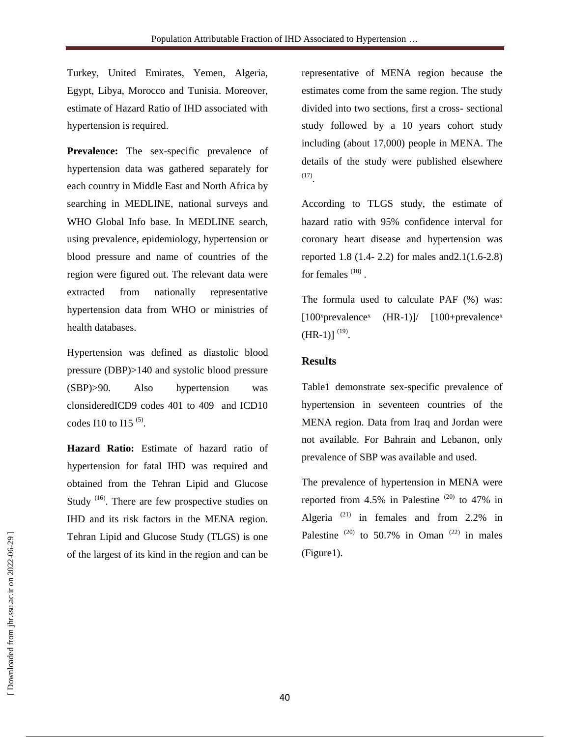Turkey, United Emirates, Yemen, Algeria, Egypt, Libya, Morocco and Tunisia. Moreover, estimate of Hazard Ratio of IHD associated with hypertension is required.

**Prevalence:** The sex-specific prevalence of hypertension data was gathered separately for each country in Middle East and North Africa by searching in MEDLINE, national surveys and WHO Global Info base. In MEDLINE search, using prevalence, epidemiology, hypertension or blood pressure and name of countries of the region were figured out. The relevant data were extracted from nationally representative hypertension data from WHO or ministries of health databases.

Hypertension was defined as diastolic blood pressure (DBP)>140 and systolic blood pressure (SBP)>90. Also hypertension was clonsideredICD9 codes 401 to 409 and ICD10 codes I10 to I15 [5].

**Hazard Ratio:** Estimate of hazard ratio of hypertension for fatal IHD was required and obtained from the Tehran Lipid and Glucose Study [16]. There are few prospective studies on IHD and its risk factors in the MENA region. Tehran Lipid and Glucose Study (TLGS) is one of the largest of its kind in the region and can be representative of MENA region because the estimates come from the same region. The study divided into two sections, first a cross- sectional study followed by a 10 years cohort study including (about 17,000) people in MENA. The details of the study were published elsewhere [17].

According to TLGS study, the estimate of hazard ratio with 95% confidence interval for coronary heart disease and hypertension was reported 1.8 (1.4- 2.2) for males and2.1(1.6-2.8) for females [18] .

The formula used to calculate PAF (%) was: $[100 \times \text{prevalence} \times (HR-1)] / [100+\text{prevalence} \times (HR-1)]$ [19].

## Results

Table1 demonstrate sex-specific prevalence of hypertension in seventeen countries of the MENA region. Data from Iraq and Jordan were not available. For Bahrain and Lebanon, only prevalence of SBP was available and used.

The prevalence of hypertension in MENA were reported from 4.5% in Palestine [20] to 47% in Algeria [21] in females and from 2.2% in Palestine [20] to 50.7% in Oman [22] in males (Figure1).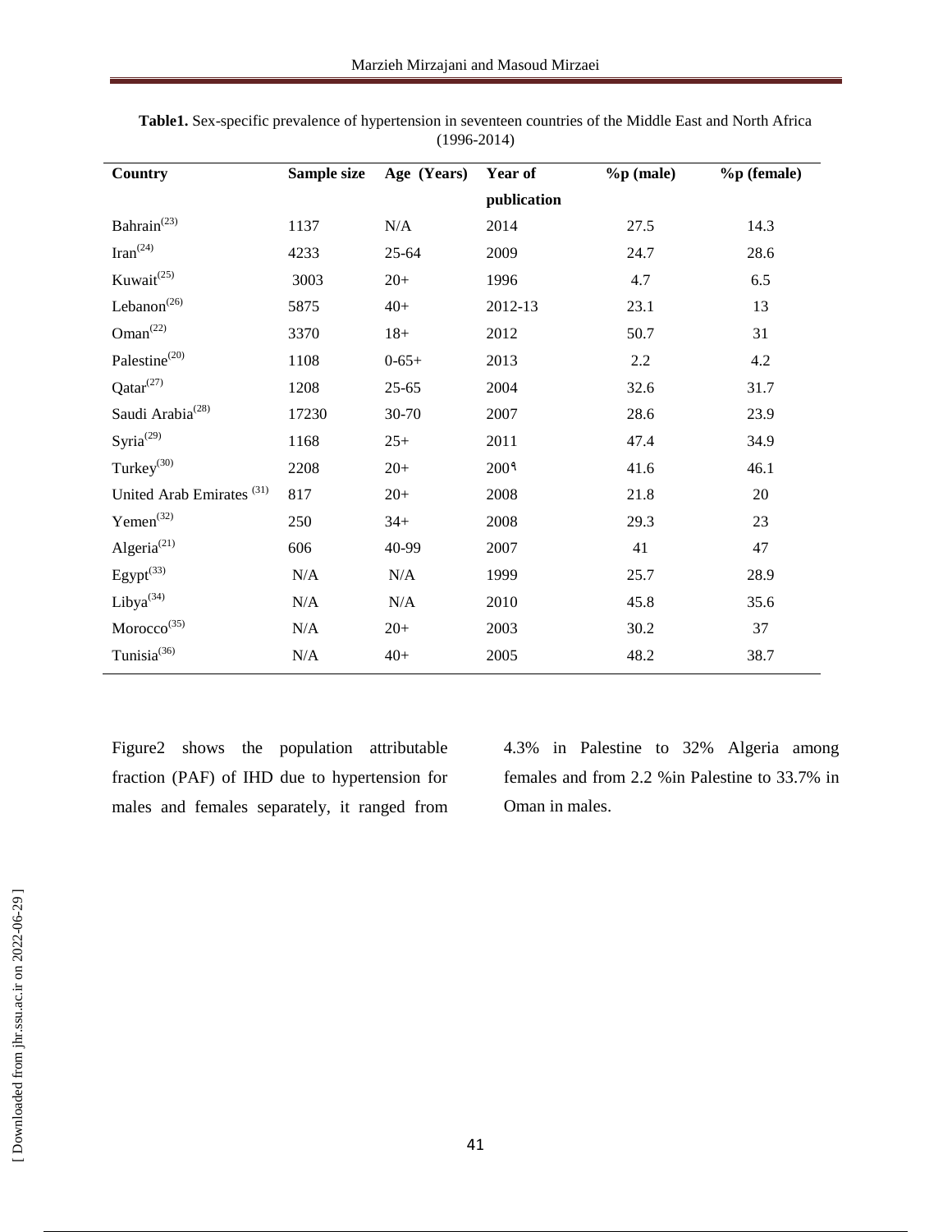**Table1.** Sex-specific prevalence of hypertension in seventeen countries of the Middle East and North Africa (1996-2014)

| Country | Sample size | Age (Years) | Year of publication | %p (male) | %p (female) |
|---|---|---|---|---|---|
| Bahrain[23] | 1137 | N/A | 2014 | 27.5 | 14.3 |
| Iran[24] | 4233 | 25-64 | 2009 | 24.7 | 28.6 |
| Kuwait[25] | 3003 | 20+ | 1996 | 4.7 | 6.5 |
| Lebanon[26] | 5875 | 40+ | 2012-13 | 23.1 | 13 |
| Oman[22] | 3370 | 18+ | 2012 | 50.7 | 31 |
| Palestine[20] | 1108 | 0-65+ | 2013 | 2.2 | 4.2 |
| Qatar[27] | 1208 | 25-65 | 2004 | 32.6 | 31.7 |
| Saudi Arabia[28] | 17230 | 30-70 | 2007 | 28.6 | 23.9 |
| Syria[29] | 1168 | 25+ | 2011 | 47.4 | 34.9 |
| Turkey[30] | 2208 | 20+ | 200۹ | 41.6 | 46.1 |
| United Arab Emirates [31] | 817 | 20+ | 2008 | 21.8 | 20 |
| Yemen[32] | 250 | 34+ | 2008 | 29.3 | 23 |
| Algeria[21] | 606 | 40-99 | 2007 | 41 | 47 |
| Egypt[33] | N/A | N/A | 1999 | 25.7 | 28.9 |
| Libya[34] | N/A | N/A | 2010 | 45.8 | 35.6 |
| Morocco[35] | N/A | 20+ | 2003 | 30.2 | 37 |
| Tunisia[36] | N/A | 40+ | 2005 | 48.2 | 38.7 |

Figure2 shows the population attributable fraction (PAF) of IHD due to hypertension for males and females separately, it ranged from 4.3% in Palestine to 32% Algeria among females and from 2.2 %in Palestine to 33.7% in Oman in males.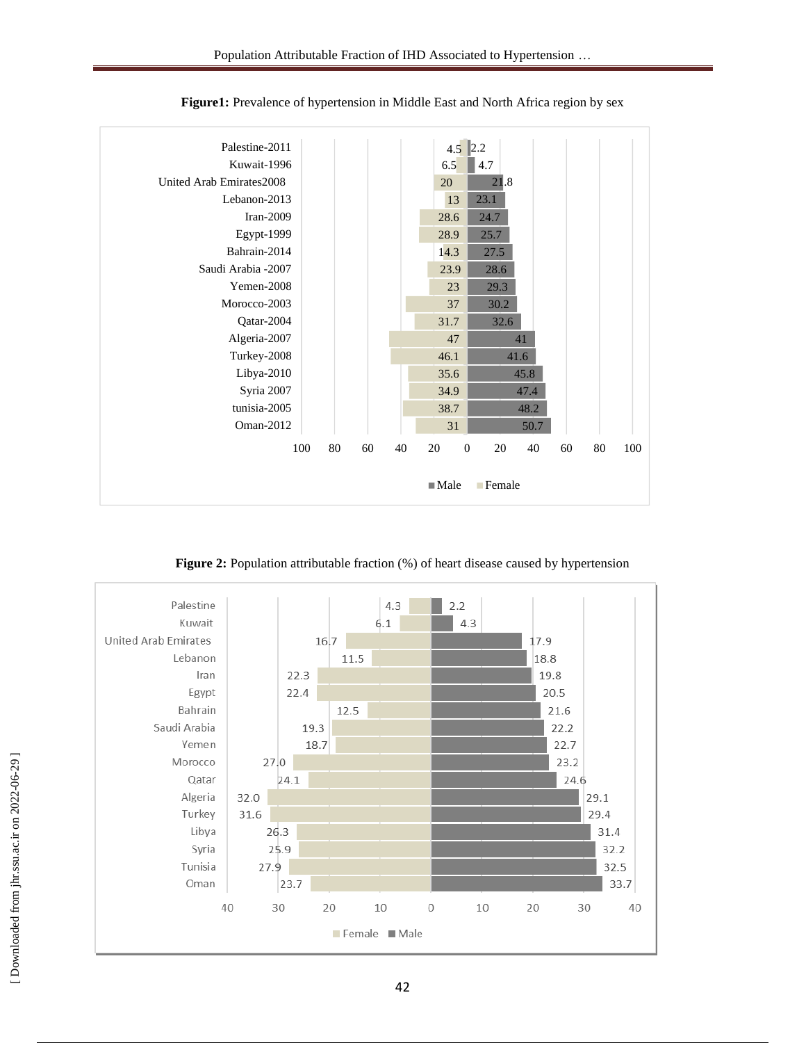**Figure1:** Prevalence of hypertension in Middle East and North Africa region by sex

| Country | Female | Male |
|---|---|---|
| Palestine-2011 | 4.5 | 2.2 |
| Kuwait-1996 | 6.5 | 4.7 |
| United Arab Emirates2008 | 20 | 21.8 |
| Lebanon-2013 | 13 | 23.1 |
| Iran-2009 | 28.6 | 24.7 |
| Egypt-1999 | 28.9 | 25.7 |
| Bahrain-2014 | 14.3 | 27.5 |
| Saudi Arabia -2007 | 23.9 | 28.6 |
| Yemen-2008 | 23 | 29.3 |
| Morocco-2003 | 37 | 30.2 |
| Qatar-2004 | 31.7 | 32.6 |
| Algeria-2007 | 47 | 41 |
| Turkey-2008 | 46.1 | 41.6 |
| Libya-2010 | 35.6 | 45.8 |
| Syria 2007 | 34.9 | 47.4 |
| tunisia-2005 | 38.7 | 48.2 |
| Oman-2012 | 31 | 50.7 |

**Figure 2:** Population attributable fraction (%) of heart disease caused by hypertension

| Country | Female | Male |
|---|---|---|
| Palestine | 4.3 | 2.2 |
| Kuwait | 6.1 | 4.3 |
| United Arab Emirates | 16.7 | 17.9 |
| Lebanon | 11.5 | 18.8 |
| Iran | 22.3 | 19.8 |
| Egypt | 22.4 | 20.5 |
| Bahrain | 12.5 | 21.6 |
| Saudi Arabia | 19.3 | 22.2 |
| Yemen | 18.7 | 22.7 |
| Morocco | 27.0 | 23.2 |
| Qatar | 24.1 | 24.6 |
| Algeria | 32.0 | 29.1 |
| Turkey | 31.6 | 29.4 |
| Libya | 26.3 | 31.4 |
| Syria | 25.9 | 32.2 |
| Tunisia | 27.9 | 32.5 |
| Oman | 23.7 | 33.7 |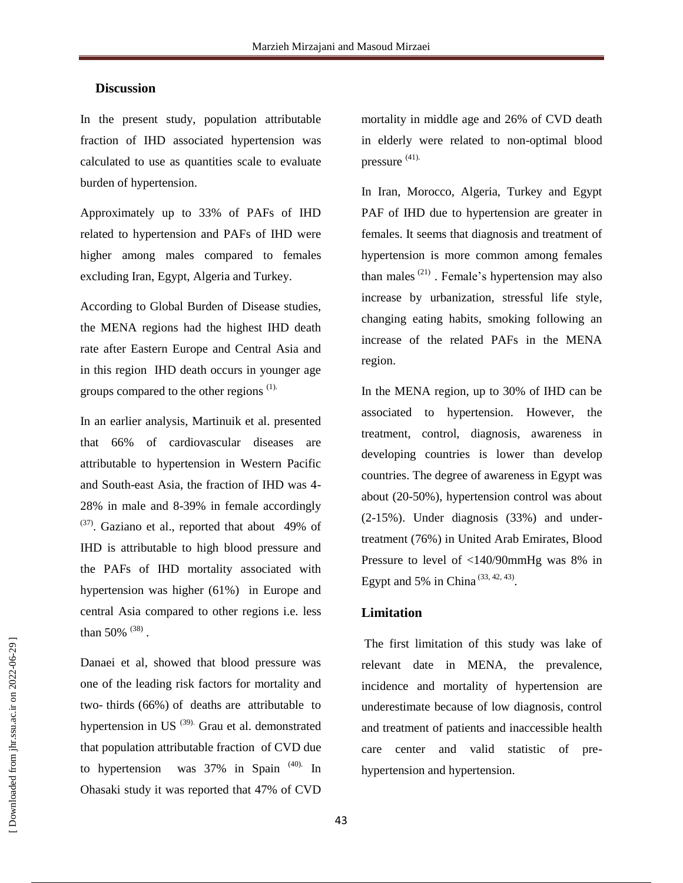## Discussion

In the present study, population attributable fraction of IHD associated hypertension was calculated to use as quantities scale to evaluate burden of hypertension.

Approximately up to 33% of PAFs of IHD related to hypertension and PAFs of IHD were higher among males compared to females excluding Iran, Egypt, Algeria and Turkey.

According to Global Burden of Disease studies, the MENA regions had the highest IHD death rate after Eastern Europe and Central Asia and in this region IHD death occurs in younger age groups compared to the other regions [1].

In an earlier analysis, Martinuik et al. presented that 66% of cardiovascular diseases are attributable to hypertension in Western Pacific and South-east Asia, the fraction of IHD was 4-28% in male and 8-39% in female accordingly [37]. Gaziano et al., reported that about 49% of IHD is attributable to high blood pressure and the PAFs of IHD mortality associated with hypertension was higher (61%) in Europe and central Asia compared to other regions i.e. less than 50% [38].

Danaei et al, showed that blood pressure was one of the leading risk factors for mortality and two- thirds (66%) of deaths are attributable to hypertension in US [39]. Grau et al. demonstrated that population attributable fraction of CVD due to hypertension was 37% in Spain [40]. In Ohasaki study it was reported that 47% of CVD mortality in middle age and 26% of CVD death in elderly were related to non-optimal blood pressure [41].

In Iran, Morocco, Algeria, Turkey and Egypt PAF of IHD due to hypertension are greater in females. It seems that diagnosis and treatment of hypertension is more common among females than males [21]. Female's hypertension may also increase by urbanization, stressful life style, changing eating habits, smoking following an increase of the related PAFs in the MENA region.

In the MENA region, up to 30% of IHD can be associated to hypertension. However, the treatment, control, diagnosis, awareness in developing countries is lower than develop countries. The degree of awareness in Egypt was about (20-50%), hypertension control was about (2-15%). Under diagnosis (33%) and under-treatment (76%) in United Arab Emirates, Blood Pressure to level of <140/90mmHg was 8% in Egypt and 5% in China [33, 42, 43].

## Limitation

The first limitation of this study was lake of relevant date in MENA, the prevalence, incidence and mortality of hypertension are underestimate because of low diagnosis, control and treatment of patients and inaccessible health care center and valid statistic of pre-hypertension and hypertension.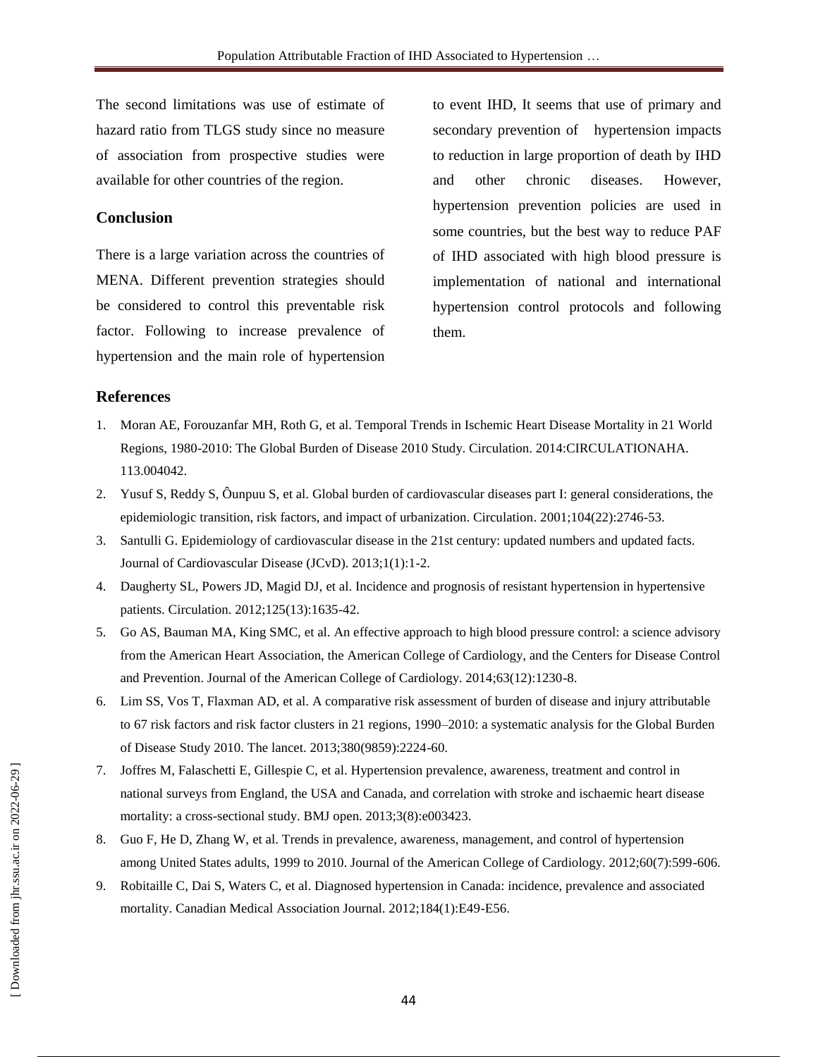The second limitations was use of estimate of hazard ratio from TLGS study since no measure of association from prospective studies were available for other countries of the region.

## Conclusion

There is a large variation across the countries of MENA. Different prevention strategies should be considered to control this preventable risk factor. Following to increase prevalence of hypertension and the main role of hypertension to event IHD, It seems that use of primary and secondary prevention of hypertension impacts to reduction in large proportion of death by IHD and other chronic diseases. However, hypertension prevention policies are used in some countries, but the best way to reduce PAF of IHD associated with high blood pressure is implementation of national and international hypertension control protocols and following them.

## References

1. Moran AE, Forouzanfar MH, Roth G, et al. Temporal Trends in Ischemic Heart Disease Mortality in 21 World Regions, 1980-2010: The Global Burden of Disease 2010 Study. Circulation. 2014:CIRCULATIONAHA. 113.004042.
2. Yusuf S, Reddy S, Ôunpuu S, et al. Global burden of cardiovascular diseases part I: general considerations, the epidemiologic transition, risk factors, and impact of urbanization. Circulation. 2001;104(22):2746-53.
3. Santulli G. Epidemiology of cardiovascular disease in the 21st century: updated numbers and updated facts. Journal of Cardiovascular Disease (JCvD). 2013;1(1):1-2.
4. Daugherty SL, Powers JD, Magid DJ, et al. Incidence and prognosis of resistant hypertension in hypertensive patients. Circulation. 2012;125(13):1635-42.
5. Go AS, Bauman MA, King SMC, et al. An effective approach to high blood pressure control: a science advisory from the American Heart Association, the American College of Cardiology, and the Centers for Disease Control and Prevention. Journal of the American College of Cardiology. 2014;63(12):1230-8.
6. Lim SS, Vos T, Flaxman AD, et al. A comparative risk assessment of burden of disease and injury attributable to 67 risk factors and risk factor clusters in 21 regions, 1990–2010: a systematic analysis for the Global Burden of Disease Study 2010. The lancet. 2013;380(9859):2224-60.
7. Joffres M, Falaschetti E, Gillespie C, et al. Hypertension prevalence, awareness, treatment and control in national surveys from England, the USA and Canada, and correlation with stroke and ischaemic heart disease mortality: a cross-sectional study. BMJ open. 2013;3(8):e003423.
8. Guo F, He D, Zhang W, et al. Trends in prevalence, awareness, management, and control of hypertension among United States adults, 1999 to 2010. Journal of the American College of Cardiology. 2012;60(7):599-606.
9. Robitaille C, Dai S, Waters C, et al. Diagnosed hypertension in Canada: incidence, prevalence and associated mortality. Canadian Medical Association Journal. 2012;184(1):E49-E56.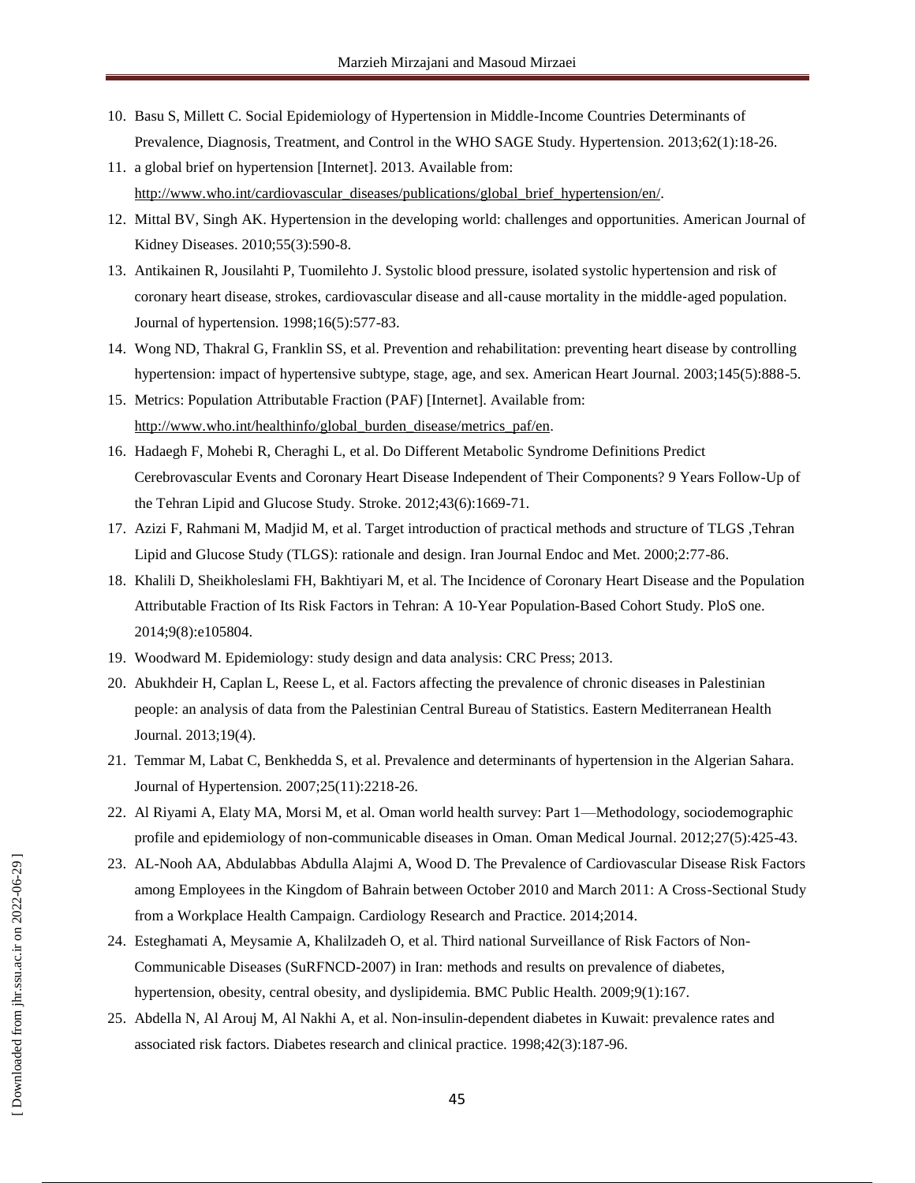10. Basu S, Millett C. Social Epidemiology of Hypertension in Middle-Income Countries Determinants of Prevalence, Diagnosis, Treatment, and Control in the WHO SAGE Study. Hypertension. 2013;62(1):18-26.
11. a global brief on hypertension [Internet]. 2013. Available from: http://www.who.int/cardiovascular_diseases/publications/global_brief_hypertension/en/.
12. Mittal BV, Singh AK. Hypertension in the developing world: challenges and opportunities. American Journal of Kidney Diseases. 2010;55(3):590-8.
13. Antikainen R, Jousilahti P, Tuomilehto J. Systolic blood pressure, isolated systolic hypertension and risk of coronary heart disease, strokes, cardiovascular disease and all-cause mortality in the middle-aged population. Journal of hypertension. 1998;16(5):577-83.
14. Wong ND, Thakral G, Franklin SS, et al. Prevention and rehabilitation: preventing heart disease by controlling hypertension: impact of hypertensive subtype, stage, age, and sex. American Heart Journal. 2003;145(5):888-5.
15. Metrics: Population Attributable Fraction (PAF) [Internet]. Available from: http://www.who.int/healthinfo/global_burden_disease/metrics_paf/en.
16. Hadaegh F, Mohebi R, Cheraghi L, et al. Do Different Metabolic Syndrome Definitions Predict Cerebrovascular Events and Coronary Heart Disease Independent of Their Components? 9 Years Follow-Up of the Tehran Lipid and Glucose Study. Stroke. 2012;43(6):1669-71.
17. Azizi F, Rahmani M, Madjid M, et al. Target introduction of practical methods and structure of TLGS ,Tehran Lipid and Glucose Study (TLGS): rationale and design. Iran Journal Endoc and Met. 2000;2:77-86.
18. Khalili D, Sheikholeslami FH, Bakhtiyari M, et al. The Incidence of Coronary Heart Disease and the Population Attributable Fraction of Its Risk Factors in Tehran: A 10-Year Population-Based Cohort Study. PloS one. 2014;9(8):e105804.
19. Woodward M. Epidemiology: study design and data analysis: CRC Press; 2013.
20. Abukhdeir H, Caplan L, Reese L, et al. Factors affecting the prevalence of chronic diseases in Palestinian people: an analysis of data from the Palestinian Central Bureau of Statistics. Eastern Mediterranean Health Journal. 2013;19(4).
21. Temmar M, Labat C, Benkhedda S, et al. Prevalence and determinants of hypertension in the Algerian Sahara. Journal of Hypertension. 2007;25(11):2218-26.
22. Al Riyami A, Elaty MA, Morsi M, et al. Oman world health survey: Part 1—Methodology, sociodemographic profile and epidemiology of non-communicable diseases in Oman. Oman Medical Journal. 2012;27(5):425-43.
23. AL-Nooh AA, Abdulabbas Abdulla Alajmi A, Wood D. The Prevalence of Cardiovascular Disease Risk Factors among Employees in the Kingdom of Bahrain between October 2010 and March 2011: A Cross-Sectional Study from a Workplace Health Campaign. Cardiology Research and Practice. 2014;2014.
24. Esteghamati A, Meysamie A, Khalilzadeh O, et al. Third national Surveillance of Risk Factors of Non-Communicable Diseases (SuRFNCD-2007) in Iran: methods and results on prevalence of diabetes, hypertension, obesity, central obesity, and dyslipidemia. BMC Public Health. 2009;9(1):167.
25. Abdella N, Al Arouj M, Al Nakhi A, et al. Non-insulin-dependent diabetes in Kuwait: prevalence rates and associated risk factors. Diabetes research and clinical practice. 1998;42(3):187-96.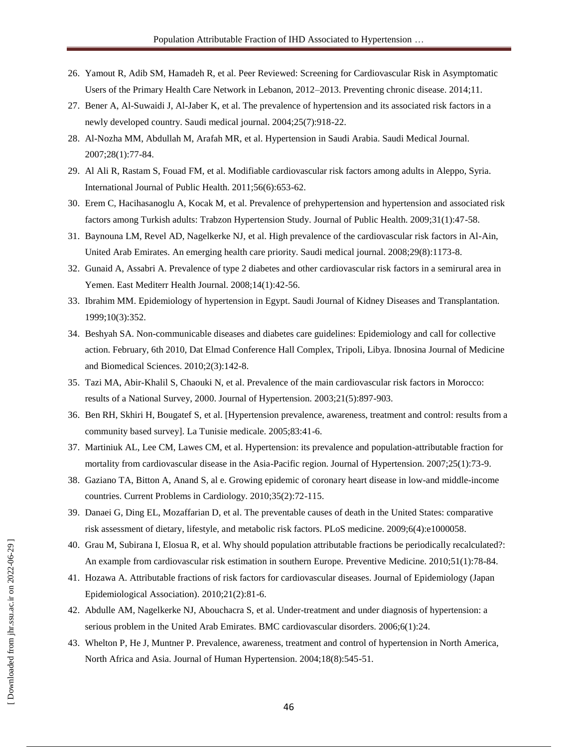26. Yamout R, Adib SM, Hamadeh R, et al. Peer Reviewed: Screening for Cardiovascular Risk in Asymptomatic Users of the Primary Health Care Network in Lebanon, 2012–2013. Preventing chronic disease. 2014;11.
27. Bener A, Al-Suwaidi J, Al-Jaber K, et al. The prevalence of hypertension and its associated risk factors in a newly developed country. Saudi medical journal. 2004;25(7):918-22.
28. Al-Nozha MM, Abdullah M, Arafah MR, et al. Hypertension in Saudi Arabia. Saudi Medical Journal. 2007;28(1):77-84.
29. Al Ali R, Rastam S, Fouad FM, et al. Modifiable cardiovascular risk factors among adults in Aleppo, Syria. International Journal of Public Health. 2011;56(6):653-62.
30. Erem C, Hacihasanoglu A, Kocak M, et al. Prevalence of prehypertension and hypertension and associated risk factors among Turkish adults: Trabzon Hypertension Study. Journal of Public Health. 2009;31(1):47-58.
31. Baynouna LM, Revel AD, Nagelkerke NJ, et al. High prevalence of the cardiovascular risk factors in Al-Ain, United Arab Emirates. An emerging health care priority. Saudi medical journal. 2008;29(8):1173-8.
32. Gunaid A, Assabri A. Prevalence of type 2 diabetes and other cardiovascular risk factors in a semirural area in Yemen. East Mediterr Health Journal. 2008;14(1):42-56.
33. Ibrahim MM. Epidemiology of hypertension in Egypt. Saudi Journal of Kidney Diseases and Transplantation. 1999;10(3):352.
34. Beshyah SA. Non-communicable diseases and diabetes care guidelines: Epidemiology and call for collective action. February, 6th 2010, Dat Elmad Conference Hall Complex, Tripoli, Libya. Ibnosina Journal of Medicine and Biomedical Sciences. 2010;2(3):142-8.
35. Tazi MA, Abir-Khalil S, Chaouki N, et al. Prevalence of the main cardiovascular risk factors in Morocco: results of a National Survey, 2000. Journal of Hypertension. 2003;21(5):897-903.
36. Ben RH, Skhiri H, Bougatef S, et al. [Hypertension prevalence, awareness, treatment and control: results from a community based survey]. La Tunisie medicale. 2005;83:41-6.
37. Martiniuk AL, Lee CM, Lawes CM, et al. Hypertension: its prevalence and population-attributable fraction for mortality from cardiovascular disease in the Asia-Pacific region. Journal of Hypertension. 2007;25(1):73-9.
38. Gaziano TA, Bitton A, Anand S, al e. Growing epidemic of coronary heart disease in low-and middle-income countries. Current Problems in Cardiology. 2010;35(2):72-115.
39. Danaei G, Ding EL, Mozaffarian D, et al. The preventable causes of death in the United States: comparative risk assessment of dietary, lifestyle, and metabolic risk factors. PLoS medicine. 2009;6(4):e1000058.
40. Grau M, Subirana I, Elosua R, et al. Why should population attributable fractions be periodically recalculated?: An example from cardiovascular risk estimation in southern Europe. Preventive Medicine. 2010;51(1):78-84.
41. Hozawa A. Attributable fractions of risk factors for cardiovascular diseases. Journal of Epidemiology (Japan Epidemiological Association). 2010;21(2):81-6.
42. Abdulle AM, Nagelkerke NJ, Abouchacra S, et al. Under-treatment and under diagnosis of hypertension: a serious problem in the United Arab Emirates. BMC cardiovascular disorders. 2006;6(1):24.
43. Whelton P, He J, Muntner P. Prevalence, awareness, treatment and control of hypertension in North America, North Africa and Asia. Journal of Human Hypertension. 2004;18(8):545-51.